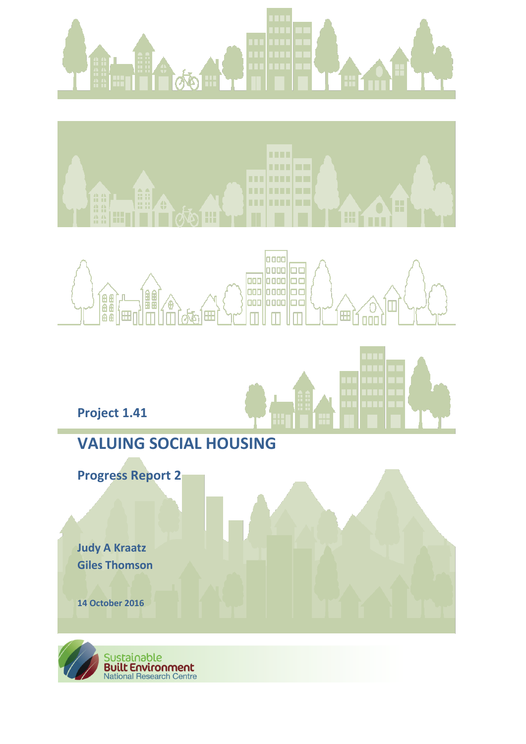Project 1.41

# VALUING SOCIAL HOUSING

## Progress Report 2

**Judy A Kraatz**
**Giles Thomson**

**14 October 2016**

Sustainable Built Environment National Research Centre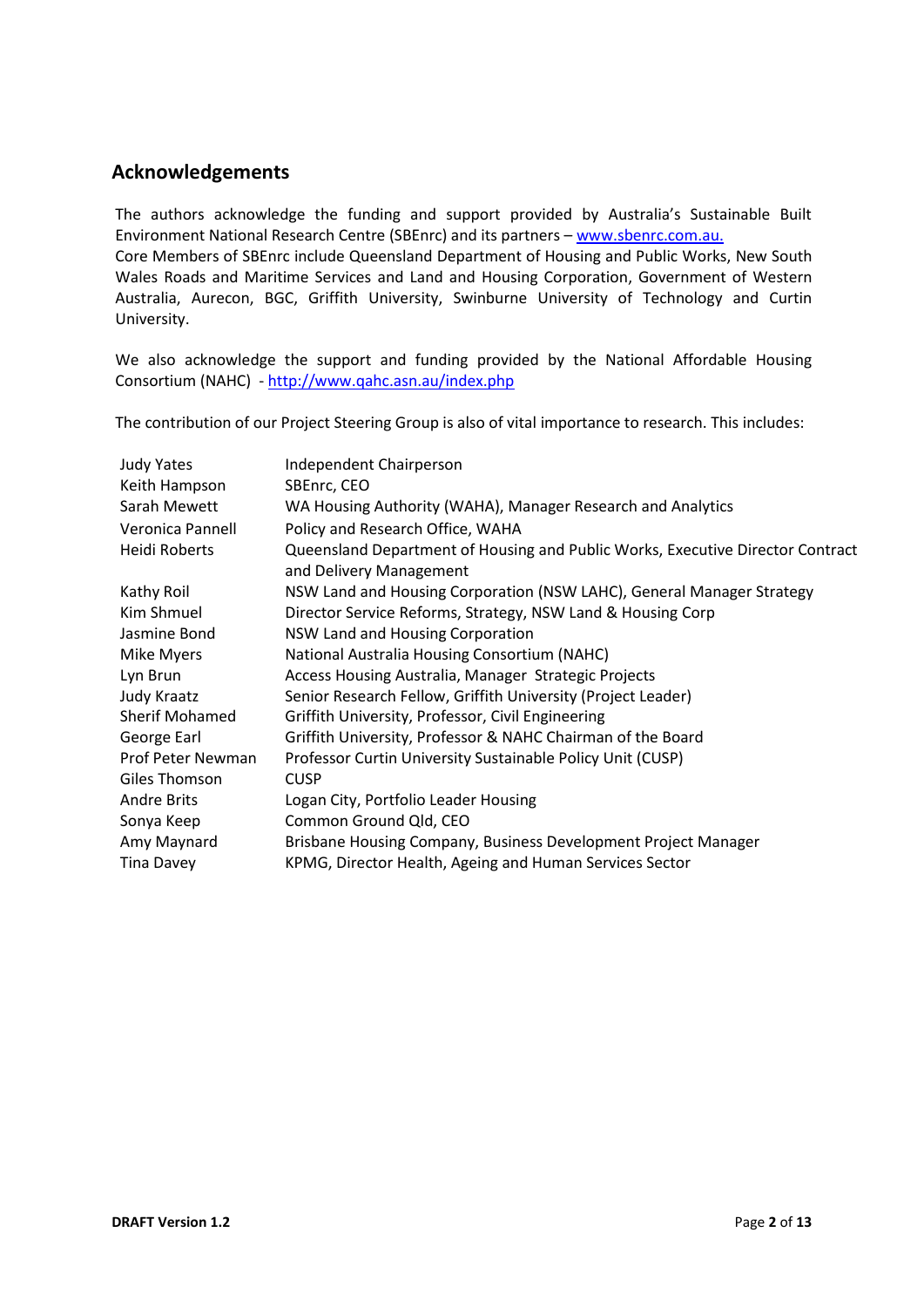## Acknowledgements

The authors acknowledge the funding and support provided by Australia's Sustainable Built Environment National Research Centre (SBEnrc) and its partners – www.sbenrc.com.au.
Core Members of SBEnrc include Queensland Department of Housing and Public Works, New South Wales Roads and Maritime Services and Land and Housing Corporation, Government of Western Australia, Aurecon, BGC, Griffith University, Swinburne University of Technology and Curtin University.

We also acknowledge the support and funding provided by the National Affordable Housing Consortium (NAHC) - http://www.qahc.asn.au/index.php

The contribution of our Project Steering Group is also of vital importance to research. This includes:

| | |
|---|---|
| Judy Yates | Independent Chairperson |
| Keith Hampson | SBEnrc, CEO |
| Sarah Mewett | WA Housing Authority (WAHA), Manager Research and Analytics |
| Veronica Pannell | Policy and Research Office, WAHA |
| Heidi Roberts | Queensland Department of Housing and Public Works, Executive Director Contract and Delivery Management |
| Kathy Roil | NSW Land and Housing Corporation (NSW LAHC), General Manager Strategy |
| Kim Shmuel | Director Service Reforms, Strategy, NSW Land & Housing Corp |
| Jasmine Bond | NSW Land and Housing Corporation |
| Mike Myers | National Australia Housing Consortium (NAHC) |
| Lyn Brun | Access Housing Australia, Manager Strategic Projects |
| Judy Kraatz | Senior Research Fellow, Griffith University (Project Leader) |
| Sherif Mohamed | Griffith University, Professor, Civil Engineering |
| George Earl | Griffith University, Professor & NAHC Chairman of the Board |
| Prof Peter Newman | Professor Curtin University Sustainable Policy Unit (CUSP) |
| Giles Thomson | CUSP |
| Andre Brits | Logan City, Portfolio Leader Housing |
| Sonya Keep | Common Ground Qld, CEO |
| Amy Maynard | Brisbane Housing Company, Business Development Project Manager |
| Tina Davey | KPMG, Director Health, Ageing and Human Services Sector |

**DRAFT Version 1.2**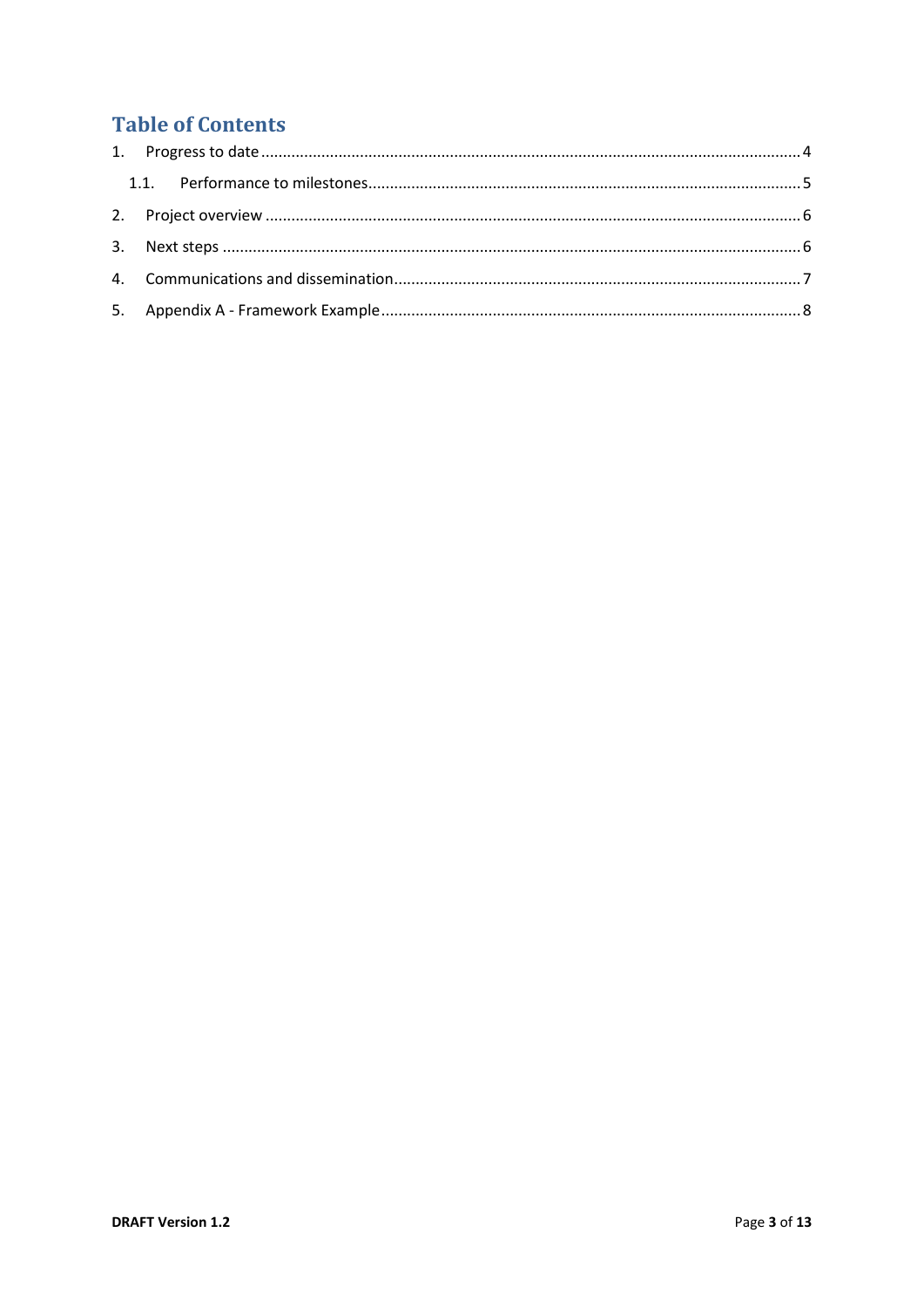# Table of Contents

1. Progress to date ........................................................................................................................ 4
   1.1. Performance to milestones.................................................................................................. 5
2. Project overview ......................................................................................................................... 6
3. Next steps ................................................................................................................................... 6
4. Communications and dissemination............................................................................................. 7
5. Appendix A - Framework Example ................................................................................................ 8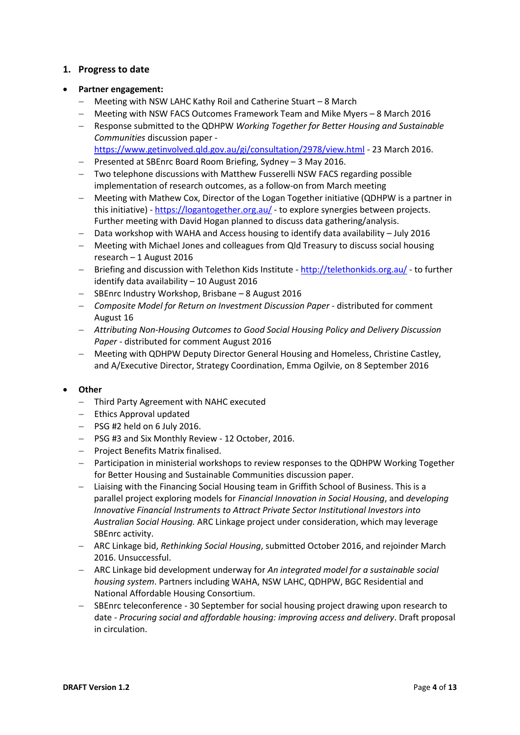## 1. Progress to date

- **Partner engagement:**
  - Meeting with NSW LAHC Kathy Roil and Catherine Stuart – 8 March
  - Meeting with NSW FACS Outcomes Framework Team and Mike Myers – 8 March 2016
  - Response submitted to the QDHPW *Working Together for Better Housing and Sustainable Communities* discussion paper - https://www.getinvolved.qld.gov.au/gi/consultation/2978/view.html - 23 March 2016.
  - Presented at SBEnrc Board Room Briefing, Sydney – 3 May 2016.
  - Two telephone discussions with Matthew Fusserelli NSW FACS regarding possible implementation of research outcomes, as a follow-on from March meeting
  - Meeting with Mathew Cox, Director of the Logan Together initiative (QDHPW is a partner in this initiative) - https://logantogether.org.au/ - to explore synergies between projects. Further meeting with David Hogan planned to discuss data gathering/analysis.
  - Data workshop with WAHA and Access housing to identify data availability – July 2016
  - Meeting with Michael Jones and colleagues from Qld Treasury to discuss social housing research – 1 August 2016
  - Briefing and discussion with Telethon Kids Institute - http://telethonkids.org.au/ - to further identify data availability – 10 August 2016
  - SBEnrc Industry Workshop, Brisbane – 8 August 2016
  - *Composite Model for Return on Investment Discussion Paper* - distributed for comment August 16
  - *Attributing Non-Housing Outcomes to Good Social Housing Policy and Delivery Discussion Paper* - distributed for comment August 2016
  - Meeting with QDHPW Deputy Director General Housing and Homeless, Christine Castley, and A/Executive Director, Strategy Coordination, Emma Ogilvie, on 8 September 2016

- **Other**
  - Third Party Agreement with NAHC executed
  - Ethics Approval updated
  - PSG #2 held on 6 July 2016.
  - PSG #3 and Six Monthly Review - 12 October, 2016.
  - Project Benefits Matrix finalised.
  - Participation in ministerial workshops to review responses to the QDHPW Working Together for Better Housing and Sustainable Communities discussion paper.
  - Liaising with the Financing Social Housing team in Griffith School of Business. This is a parallel project exploring models for *Financial Innovation in Social Housing*, and *developing Innovative Financial Instruments to Attract Private Sector Institutional Investors into Australian Social Housing.* ARC Linkage project under consideration, which may leverage SBEnrc activity.
  - ARC Linkage bid, *Rethinking Social Housing*, submitted October 2016, and rejoinder March 2016. Unsuccessful.
  - ARC Linkage bid development underway for *An integrated model for a sustainable social housing system*. Partners including WAHA, NSW LAHC, QDHPW, BGC Residential and National Affordable Housing Consortium.
  - SBEnrc teleconference - 30 September for social housing project drawing upon research to date - *Procuring social and affordable housing: improving access and delivery*. Draft proposal in circulation.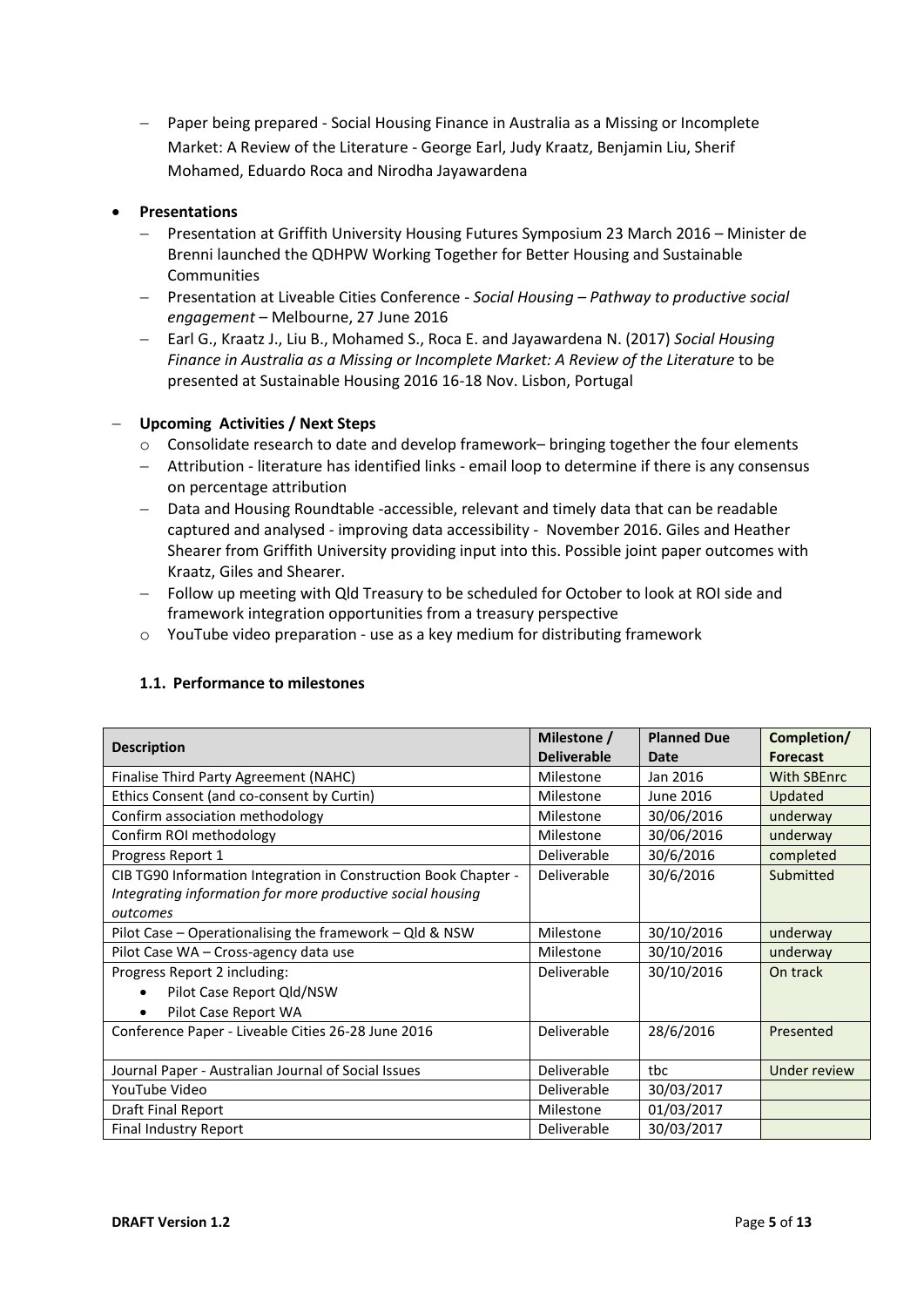- Paper being prepared - Social Housing Finance in Australia as a Missing or Incomplete Market: A Review of the Literature - George Earl, Judy Kraatz, Benjamin Liu, Sherif Mohamed, Eduardo Roca and Nirodha Jayawardena

- **Presentations**
  - Presentation at Griffith University Housing Futures Symposium 23 March 2016 – Minister de Brenni launched the QDHPW Working Together for Better Housing and Sustainable Communities
  - Presentation at Liveable Cities Conference - *Social Housing – Pathway to productive social engagement* – Melbourne, 27 June 2016
  - Earl G., Kraatz J., Liu B., Mohamed S., Roca E. and Jayawardena N. (2017) *Social Housing Finance in Australia as a Missing or Incomplete Market: A Review of the Literature* to be presented at Sustainable Housing 2016 16-18 Nov. Lisbon, Portugal

- **Upcoming Activities / Next Steps**
  - Consolidate research to date and develop framework– bringing together the four elements
  - Attribution - literature has identified links - email loop to determine if there is any consensus on percentage attribution
  - Data and Housing Roundtable -accessible, relevant and timely data that can be readable captured and analysed - improving data accessibility - November 2016. Giles and Heather Shearer from Griffith University providing input into this. Possible joint paper outcomes with Kraatz, Giles and Shearer.
  - Follow up meeting with Qld Treasury to be scheduled for October to look at ROI side and framework integration opportunities from a treasury perspective
  - YouTube video preparation - use as a key medium for distributing framework

### 1.1. Performance to milestones

| Description | Milestone / Deliverable | Planned Due Date | Completion/ Forecast |
|---|---|---|---|
| Finalise Third Party Agreement (NAHC) | Milestone | Jan 2016 | With SBEnrc |
| Ethics Consent (and co-consent by Curtin) | Milestone | June 2016 | Updated |
| Confirm association methodology | Milestone | 30/06/2016 | underway |
| Confirm ROI methodology | Milestone | 30/06/2016 | underway |
| Progress Report 1 | Deliverable | 30/6/2016 | completed |
| CIB TG90 Information Integration in Construction Book Chapter - *Integrating information for more productive social housing outcomes* | Deliverable | 30/6/2016 | Submitted |
| Pilot Case – Operationalising the framework – Qld & NSW | Milestone | 30/10/2016 | underway |
| Pilot Case WA – Cross-agency data use | Milestone | 30/10/2016 | underway |
| Progress Report 2 including:<br>• Pilot Case Report Qld/NSW<br>• Pilot Case Report WA | Deliverable | 30/10/2016 | On track |
| Conference Paper - Liveable Cities 26-28 June 2016 | Deliverable | 28/6/2016 | Presented |
| Journal Paper - Australian Journal of Social Issues | Deliverable | tbc | Under review |
| YouTube Video | Deliverable | 30/03/2017 | |
| Draft Final Report | Milestone | 01/03/2017 | |
| Final Industry Report | Deliverable | 30/03/2017 | |

**DRAFT Version 1.2**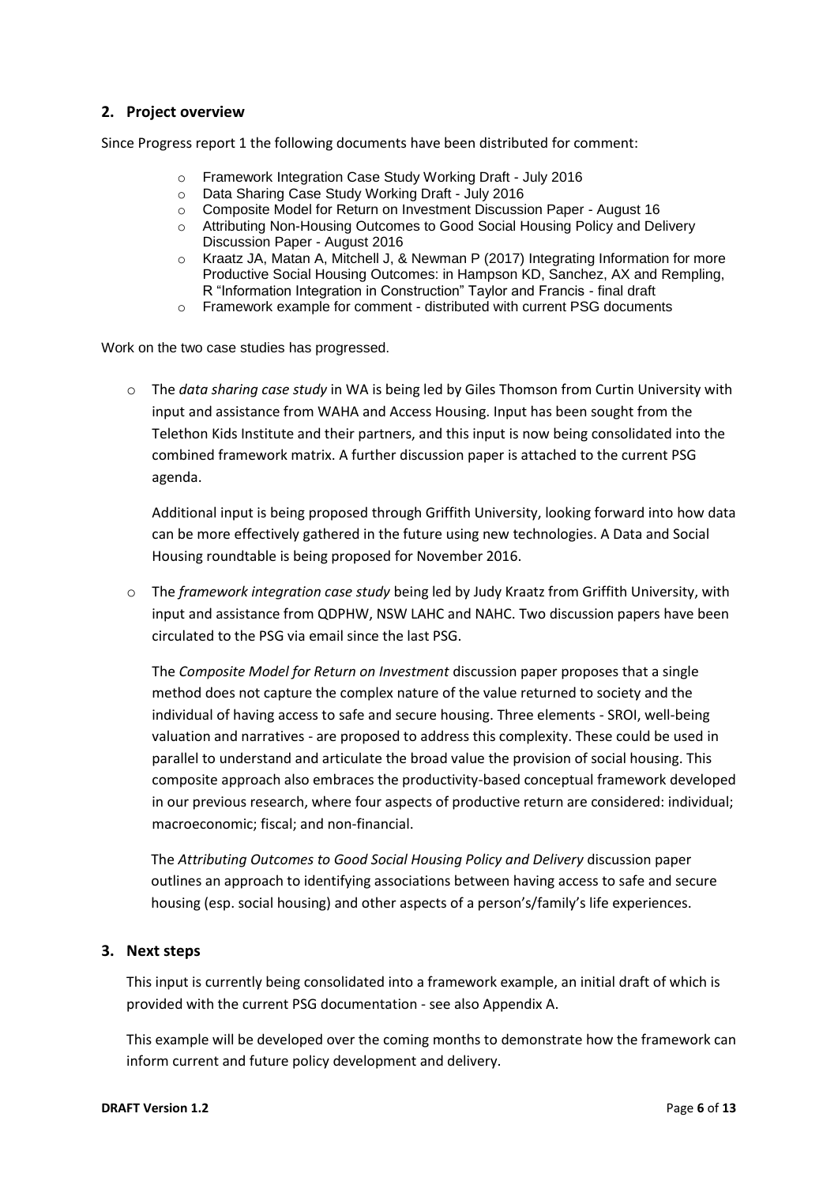## 2. Project overview

Since Progress report 1 the following documents have been distributed for comment:

- Framework Integration Case Study Working Draft - July 2016
- Data Sharing Case Study Working Draft - July 2016
- Composite Model for Return on Investment Discussion Paper - August 16
- Attributing Non-Housing Outcomes to Good Social Housing Policy and Delivery Discussion Paper - August 2016
- Kraatz JA, Matan A, Mitchell J, & Newman P (2017) Integrating Information for more Productive Social Housing Outcomes: in Hampson KD, Sanchez, AX and Rempling, R "Information Integration in Construction" Taylor and Francis - final draft
- Framework example for comment - distributed with current PSG documents

Work on the two case studies has progressed.

- The *data sharing case study* in WA is being led by Giles Thomson from Curtin University with input and assistance from WAHA and Access Housing. Input has been sought from the Telethon Kids Institute and their partners, and this input is now being consolidated into the combined framework matrix. A further discussion paper is attached to the current PSG agenda.

  Additional input is being proposed through Griffith University, looking forward into how data can be more effectively gathered in the future using new technologies. A Data and Social Housing roundtable is being proposed for November 2016.

- The *framework integration case study* being led by Judy Kraatz from Griffith University, with input and assistance from QDPHW, NSW LAHC and NAHC. Two discussion papers have been circulated to the PSG via email since the last PSG.

  The *Composite Model for Return on Investment* discussion paper proposes that a single method does not capture the complex nature of the value returned to society and the individual of having access to safe and secure housing. Three elements - SROI, well-being valuation and narratives - are proposed to address this complexity. These could be used in parallel to understand and articulate the broad value the provision of social housing. This composite approach also embraces the productivity-based conceptual framework developed in our previous research, where four aspects of productive return are considered: individual; macroeconomic; fiscal; and non-financial.

  The *Attributing Outcomes to Good Social Housing Policy and Delivery* discussion paper outlines an approach to identifying associations between having access to safe and secure housing (esp. social housing) and other aspects of a person's/family's life experiences.

## 3. Next steps

This input is currently being consolidated into a framework example, an initial draft of which is provided with the current PSG documentation - see also Appendix A.

This example will be developed over the coming months to demonstrate how the framework can inform current and future policy development and delivery.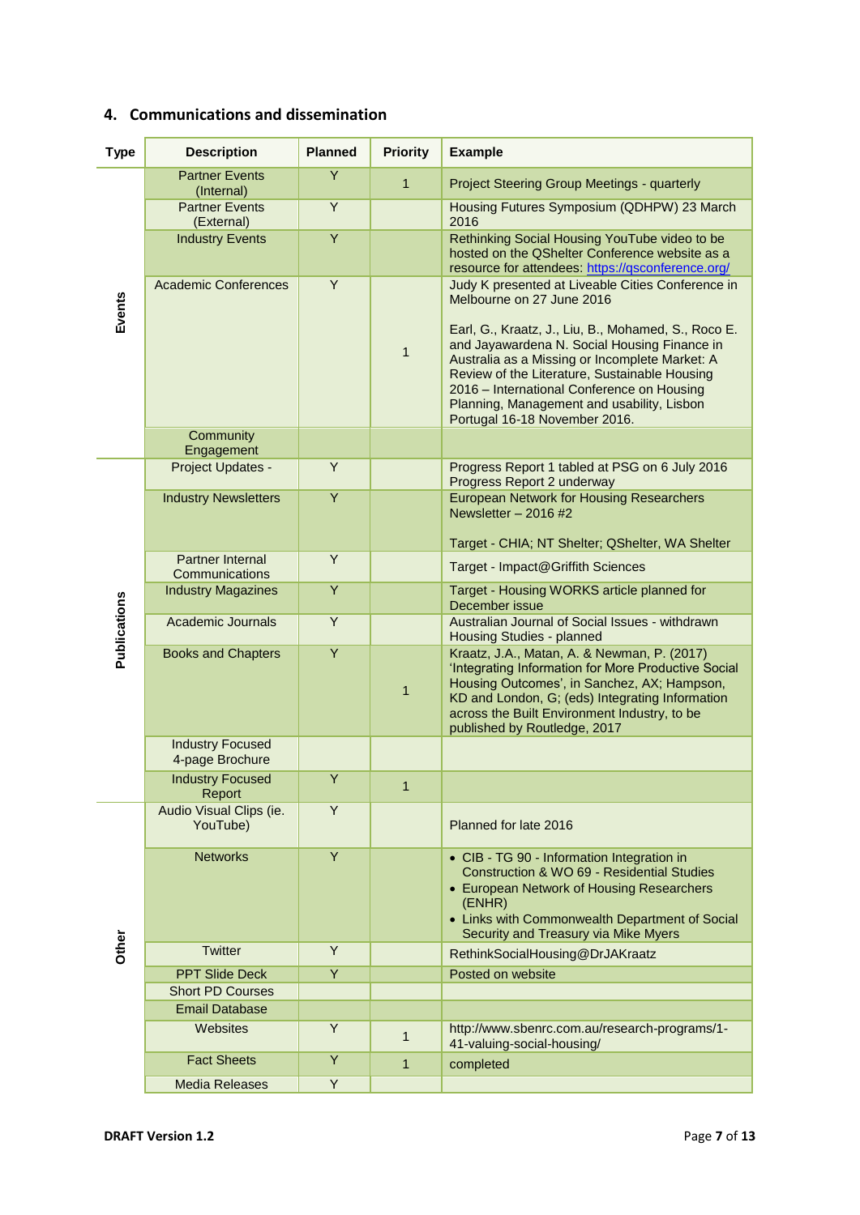## 4. Communications and dissemination

| Type | Description | Planned | Priority | Example |
|---|---|---|---|---|
| Events | Partner Events (Internal) | Y | 1 | Project Steering Group Meetings - quarterly |
| | Partner Events (External) | Y | | Housing Futures Symposium (QDHPW) 23 March 2016 |
| | Industry Events | Y | | Rethinking Social Housing YouTube video to be hosted on the QShelter Conference website as a resource for attendees: https://qsconference.org/ |
| | Academic Conferences | Y | 1 | Judy K presented at Liveable Cities Conference in Melbourne on 27 June 2016<br><br>Earl, G., Kraatz, J., Liu, B., Mohamed, S., Roco E. and Jayawardena N. Social Housing Finance in Australia as a Missing or Incomplete Market: A Review of the Literature, Sustainable Housing 2016 – International Conference on Housing Planning, Management and usability, Lisbon Portugal 16-18 November 2016. |
| | Community Engagement | | | |
| Publications | Project Updates - | Y | | Progress Report 1 tabled at PSG on 6 July 2016<br>Progress Report 2 underway |
| | Industry Newsletters | Y | | European Network for Housing Researchers Newsletter – 2016 #2<br><br>Target - CHIA; NT Shelter; QShelter, WA Shelter |
| | Partner Internal Communications | Y | | Target - Impact@Griffith Sciences |
| | Industry Magazines | Y | | Target - Housing WORKS article planned for December issue |
| | Academic Journals | Y | | Australian Journal of Social Issues - withdrawn<br>Housing Studies - planned |
| | Books and Chapters | Y | 1 | Kraatz, J.A., Matan, A. & Newman, P. (2017) 'Integrating Information for More Productive Social Housing Outcomes', in Sanchez, AX; Hampson, KD and London, G; (eds) Integrating Information across the Built Environment Industry, to be published by Routledge, 2017 |
| | Industry Focused 4-page Brochure | | | |
| | Industry Focused Report | Y | 1 | |
| Other | Audio Visual Clips (ie. YouTube) | Y | | Planned for late 2016 |
| | Networks | Y | | • CIB - TG 90 - Information Integration in Construction & WO 69 - Residential Studies<br>• European Network of Housing Researchers (ENHR)<br>• Links with Commonwealth Department of Social Security and Treasury via Mike Myers |
| | Twitter | Y | | RethinkSocialHousing@DrJAKraatz |
| | PPT Slide Deck | Y | | Posted on website |
| | Short PD Courses | | | |
| | Email Database | | | |
| | Websites | Y | 1 | http://www.sbenrc.com.au/research-programs/1-41-valuing-social-housing/ |
| | Fact Sheets | Y | 1 | completed |
| | Media Releases | Y | | |

DRAFT Version 1.2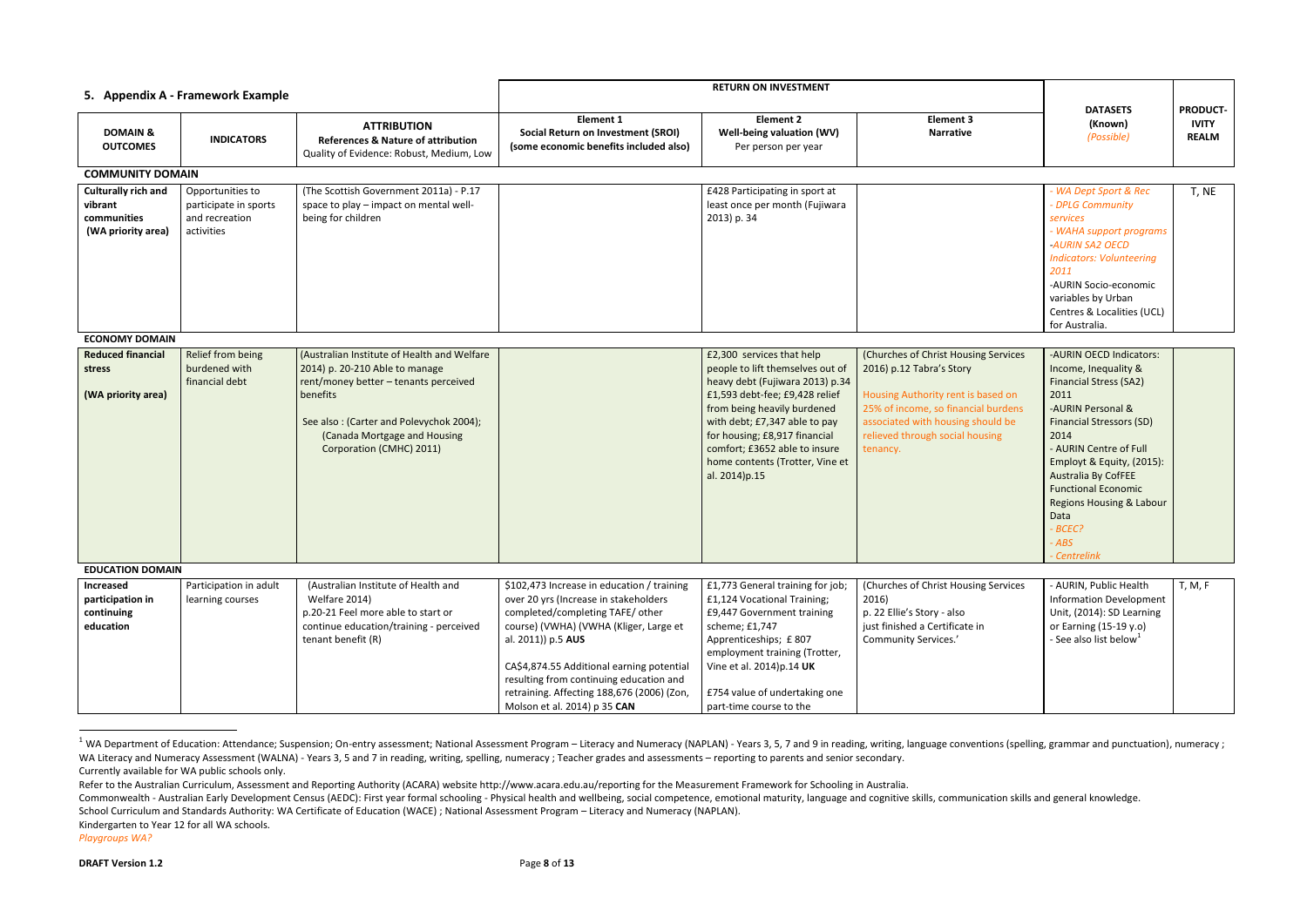## 5. Appendix A - Framework Example

| DOMAIN & OUTCOMES | INDICATORS | ATTRIBUTION<br>References & Nature of attribution<br>Quality of Evidence: Robust, Medium, Low | RETURN ON INVESTMENT<br>Element 1<br>Social Return on Investment (SROI)<br>(some economic benefits included also) | Element 2<br>Well-being valuation (WV)<br>Per person per year | Element 3<br>Narrative | DATASETS<br>(Known)<br>*(Possible)* | PRODUCT-IVITY REALM |
|---|---|---|---|---|---|---|---|
| **COMMUNITY DOMAIN** | | | | | | | |
| **Culturally rich and vibrant communities (WA priority area)** | Opportunities to participate in sports and recreation activities | (The Scottish Government 2011a) - P.17 space to play – impact on mental well-being for children | | £428 Participating in sport at least once per month (Fujiwara 2013) p. 34 | | *- WA Dept Sport & Rec*<br>*- DPLG Community services*<br>*- WAHA support programs*<br>*-AURIN SA2 OECD Indicators: Volunteering 2011*<br>-AURIN Socio-economic variables by Urban Centres & Localities (UCL) for Australia. | T, NE |
| **ECONOMY DOMAIN** | | | | | | | |
| **Reduced financial stress (WA priority area)** | Relief from being burdened with financial debt | (Australian Institute of Health and Welfare 2014) p. 20-210 Able to manage rent/money better – tenants perceived benefits<br><br>See also : (Carter and Polevychok 2004); (Canada Mortgage and Housing Corporation (CMHC) 2011) | | £2,300 services that help people to lift themselves out of heavy debt (Fujiwara 2013) p.34 £1,593 debt-fee; £9,428 relief from being heavily burdened with debt; £7,347 able to pay for housing; £8,917 financial comfort; £3652 able to insure home contents (Trotter, Vine et al. 2014)p.15 | (Churches of Christ Housing Services 2016) p.12 Tabra's Story<br><br>Housing Authority rent is based on 25% of income, so financial burdens associated with housing should be relieved through social housing tenancy. | -AURIN OECD Indicators: Income, Inequality & Financial Stress (SA2) 2011<br>-AURIN Personal & Financial Stressors (SD) 2014<br>- AURIN Centre of Full Employt & Equity, (2015): Australia By CofFEE Functional Economic Regions Housing & Labour Data<br>*- BCEC?*<br>*- ABS*<br>*- Centrelink* | |
| **EDUCATION DOMAIN** | | | | | | | |
| **Increased participation in continuing education** | Participation in adult learning courses | (Australian Institute of Health and Welfare 2014) p.20-21 Feel more able to start or continue education/training - perceived tenant benefit (R) | $102,473 Increase in education / training over 20 yrs (Increase in stakeholders completed/completing TAFE/ other course) (VWHA) (VWHA (Kliger, Large et al. 2011)) p.5 **AUS**<br><br>CA$4,874.55 Additional earning potential resulting from continuing education and retraining. Affecting 188,676 (2006) (Zon, Molson et al. 2014) p 35 **CAN** | £1,773 General training for job; £1,124 Vocational Training; £9,447 Government training scheme; £1,747 Apprenticeships; £ 807 employment training (Trotter, Vine et al. 2014)p.14 **UK**<br><br>£754 value of undertaking one part-time course to the | (Churches of Christ Housing Services 2016) p. 22 Ellie's Story - also just finished a Certificate in Community Services.' | - AURIN, Public Health Information Development Unit, (2014): SD Learning or Earning (15-19 y.o)<br>- See also list below[1] | T, M, F |

[1] WA Department of Education: Attendance; Suspension; On-entry assessment; National Assessment Program – Literacy and Numeracy (NAPLAN) - Years 3, 5, 7 and 9 in reading, writing, language conventions (spelling, grammar and punctuation), numeracy ; WA Literacy and Numeracy Assessment (WALNA) - Years 3, 5 and 7 in reading, writing, spelling, numeracy ; Teacher grades and assessments – reporting to parents and senior secondary.
Currently available for WA public schools only.
Refer to the Australian Curriculum, Assessment and Reporting Authority (ACARA) website http://www.acara.edu.au/reporting for the Measurement Framework for Schooling in Australia.
Commonwealth - Australian Early Development Census (AEDC): First year formal schooling - Physical health and wellbeing, social competence, emotional maturity, language and cognitive skills, communication skills and general knowledge.
School Curriculum and Standards Authority: WA Certificate of Education (WACE) ; National Assessment Program – Literacy and Numeracy (NAPLAN).
Kindergarten to Year 12 for all WA schools.
*Playgroups WA?*

**DRAFT Version 1.2**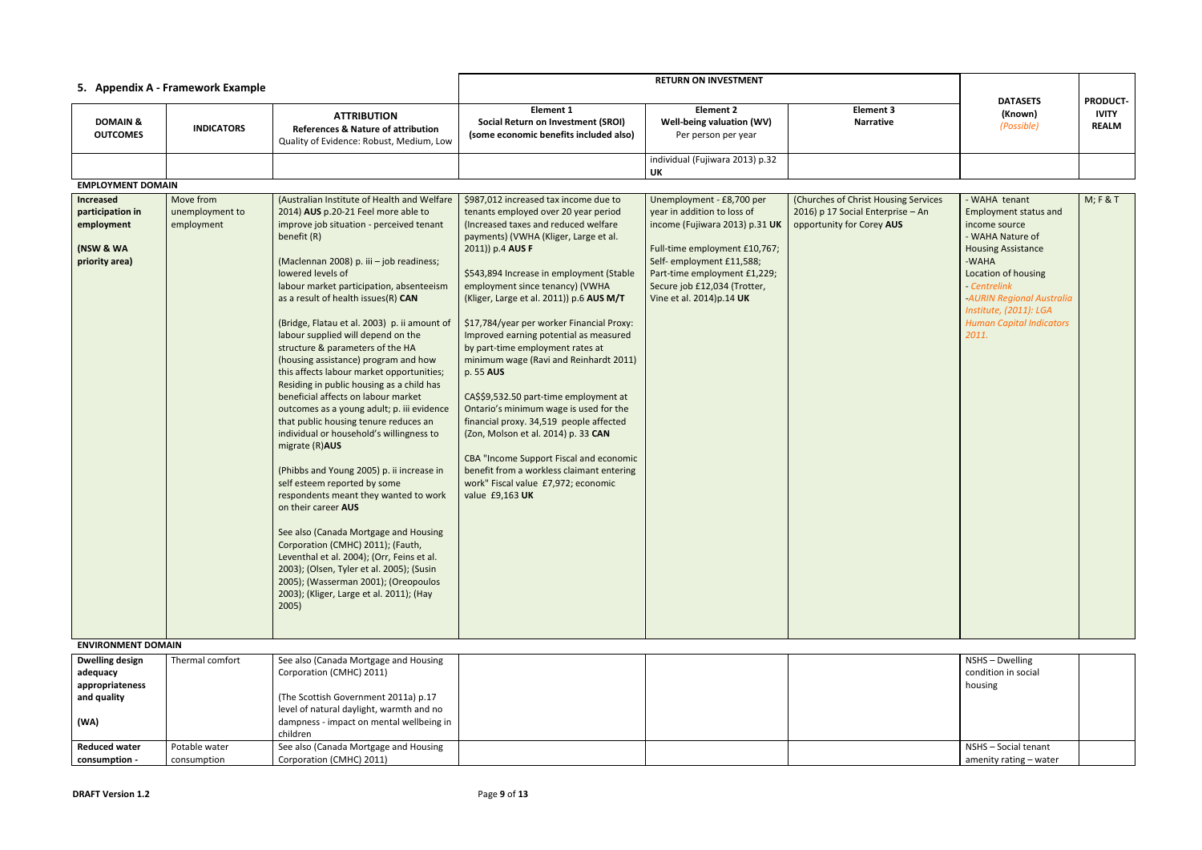## 5. Appendix A - Framework Example

| DOMAIN & OUTCOMES | INDICATORS | ATTRIBUTION References & Nature of attribution Quality of Evidence: Robust, Medium, Low | RETURN ON INVESTMENT Element 1 Social Return on Investment (SROI) (some economic benefits included also) | Element 2 Well-being valuation (WV) Per person per year | Element 3 Narrative | DATASETS (Known) *(Possible)* | PRODUCT-IVITY REALM |
|---|---|---|---|---|---|---|---|
| | | | | individual (Fujiwara 2013) p.32 **UK** | | | |
| **EMPLOYMENT DOMAIN** | | | | | | | |
| **Increased participation in employment** <br><br> **(NSW & WA priority area)** | Move from unemployment to employment | (Australian Institute of Health and Welfare 2014) **AUS** p.20-21 Feel more able to improve job situation - perceived tenant benefit (R) <br><br> (Maclennan 2008) p. iii – job readiness; lowered levels of labour market participation, absenteeism as a result of health issues(R) **CAN** <br><br> (Bridge, Flatau et al. 2003) p. ii amount of labour supplied will depend on the structure & parameters of the HA (housing assistance) program and how this affects labour market opportunities; Residing in public housing as a child has beneficial affects on labour market outcomes as a young adult; p. iii evidence that public housing tenure reduces an individual or household's willingness to migrate (R)**AUS** <br><br> (Phibbs and Young 2005) p. ii increase in self esteem reported by some respondents meant they wanted to work on their career **AUS** <br><br> See also (Canada Mortgage and Housing Corporation (CMHC) 2011); (Fauth, Leventhal et al. 2004); (Orr, Feins et al. 2003); (Olsen, Tyler et al. 2005); (Susin 2005); (Wasserman 2001); (Oreopoulos 2003); (Kliger, Large et al. 2011); (Hay 2005) | $987,012 increased tax income due to tenants employed over 20 year period (Increased taxes and reduced welfare payments) (VWHA (Kliger, Large et al. 2011)) p.4 **AUS F** <br><br> $543,894 Increase in employment (Stable employment since tenancy) (VWHA (Kliger, Large et al. 2011)) p.6 **AUS M/T** <br><br> $17,784/year per worker Financial Proxy: Improved earning potential as measured by part-time employment rates at minimum wage (Ravi and Reinhardt 2011) p. 55 **AUS** <br><br> CA$$9,532.50 part-time employment at Ontario's minimum wage is used for the financial proxy. 34,519 people affected (Zon, Molson et al. 2014) p. 33 **CAN** <br><br> CBA "Income Support Fiscal and economic benefit from a workless claimant entering work" Fiscal value £7,972; economic value £9,163 **UK** | Unemployment - £8,700 per year in addition to loss of income (Fujiwara 2013) p.31 **UK** <br><br> Full-time employment £10,767; Self- employment £11,588; Part-time employment £1,229; Secure job £12,034 (Trotter, Vine et al. 2014)p.14 **UK** | (Churches of Christ Housing Services 2016) p 17 Social Enterprise – An opportunity for Corey **AUS** | - WAHA tenant Employment status and income source <br> - WAHA Nature of Housing Assistance <br> -WAHA Location of housing <br> *- Centrelink* <br> *-AURIN Regional Australia Institute, (2011): LGA Human Capital Indicators 2011.* | M; F & T |
| **ENVIRONMENT DOMAIN** | | | | | | | |
| **Dwelling design adequacy appropriateness and quality** <br><br> **(WA)** | Thermal comfort | See also (Canada Mortgage and Housing Corporation (CMHC) 2011) <br><br> (The Scottish Government 2011a) p.17 level of natural daylight, warmth and no dampness - impact on mental wellbeing in children | | | | NSHS – Dwelling condition in social housing | |
| **Reduced water consumption -** | Potable water consumption | See also (Canada Mortgage and Housing Corporation (CMHC) 2011) | | | | NSHS – Social tenant amenity rating – water | |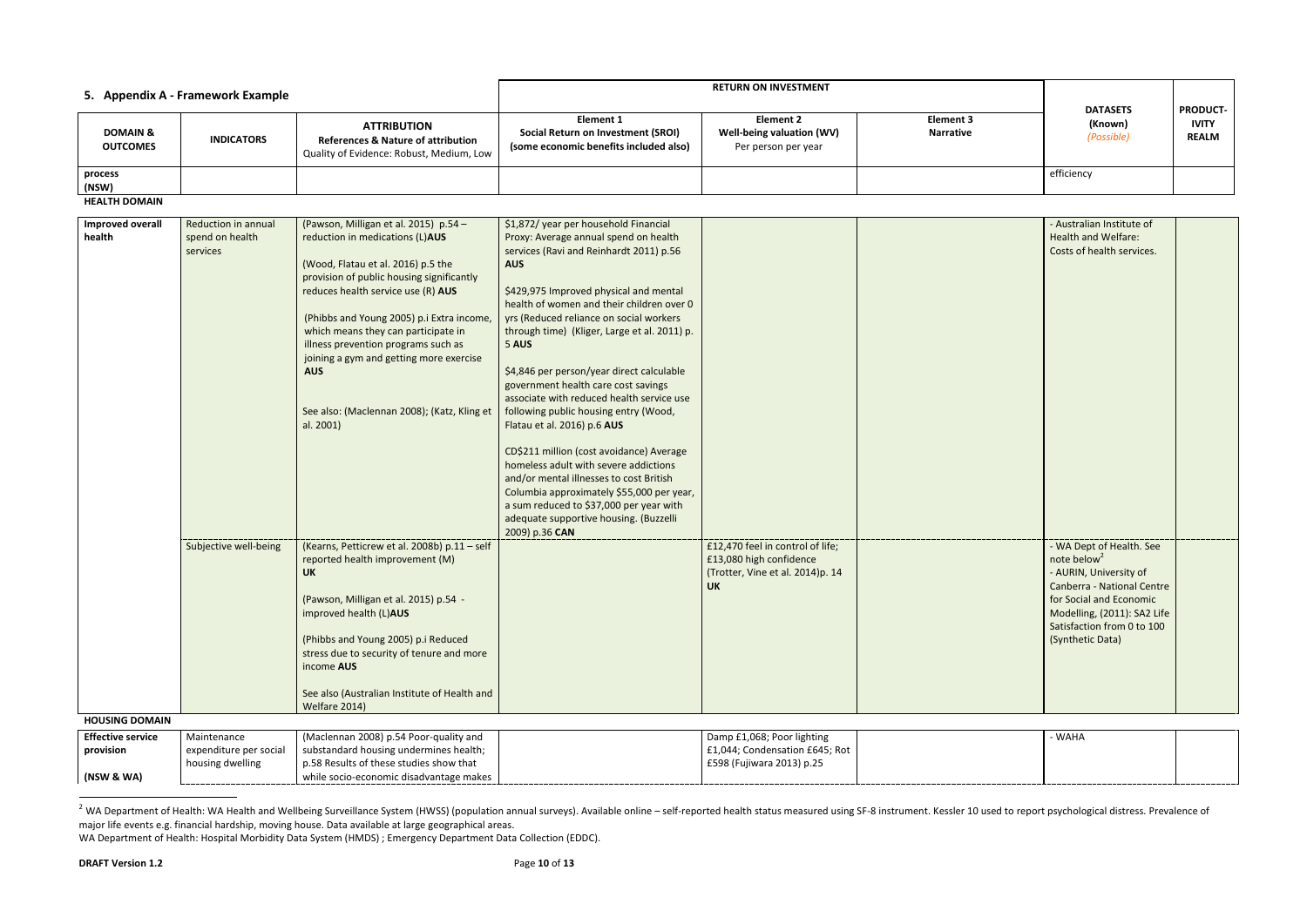## 5. Appendix A - Framework Example

| DOMAIN & OUTCOMES | INDICATORS | ATTRIBUTION References & Nature of attribution Quality of Evidence: Robust, Medium, Low | RETURN ON INVESTMENT Element 1 Social Return on Investment (SROI) (some economic benefits included also) | Element 2 Well-being valuation (WV) Per person per year | Element 3 Narrative | DATASETS (Known) *(Possible)* | PRODUCT-IVITY REALM |
|---|---|---|---|---|---|---|---|
| **process (NSW)** | | | | | | efficiency | |
| **HEALTH DOMAIN** | | | | | | | |
| **Improved overall health** | Reduction in annual spend on health services | (Pawson, Milligan et al. 2015) p.54 – reduction in medications (L)**AUS**<br><br>(Wood, Flatau et al. 2016) p.5 the provision of public housing significantly reduces health service use (R) **AUS**<br><br>(Phibbs and Young 2005) p.i Extra income, which means they can participate in illness prevention programs such as joining a gym and getting more exercise **AUS**<br><br>See also: (Maclennan 2008); (Katz, Kling et al. 2001) | $1,872/ year per household Financial Proxy: Average annual spend on health services (Ravi and Reinhardt 2011) p.56 **AUS**<br><br>$429,975 Improved physical and mental health of women and their children over 0 yrs (Reduced reliance on social workers through time) (Kliger, Large et al. 2011) p. 5 **AUS**<br><br>$4,846 per person/year direct calculable government health care cost savings associate with reduced health service use following public housing entry (Wood, Flatau et al. 2016) p.6 **AUS**<br><br>CD$211 million (cost avoidance) Average homeless adult with severe addictions and/or mental illnesses to cost British Columbia approximately $55,000 per year, a sum reduced to $37,000 per year with adequate supportive housing. (Buzzelli 2009) p.36 **CAN** | | | - Australian Institute of Health and Welfare: Costs of health services. | |
| | Subjective well-being | (Kearns, Petticrew et al. 2008b) p.11 – self reported health improvement (M) **UK**<br><br>(Pawson, Milligan et al. 2015) p.54 - improved health (L)**AUS**<br><br>(Phibbs and Young 2005) p.i Reduced stress due to security of tenure and more income **AUS**<br><br>See also (Australian Institute of Health and Welfare 2014) | | £12,470 feel in control of life; £13,080 high confidence (Trotter, Vine et al. 2014)p. 14 **UK** | | - WA Dept of Health. See note below[2]<br>- AURIN, University of Canberra - National Centre for Social and Economic Modelling, (2011): SA2 Life Satisfaction from 0 to 100 (Synthetic Data) | |
| **HOUSING DOMAIN** | | | | | | | |
| **Effective service provision**<br><br>**(NSW & WA)** | Maintenance expenditure per social housing dwelling | (Maclennan 2008) p.54 Poor-quality and substandard housing undermines health; p.58 Results of these studies show that while socio-economic disadvantage makes | | Damp £1,068; Poor lighting £1,044; Condensation £645; Rot £598 (Fujiwara 2013) p.25 | | - WAHA | |

[2] WA Department of Health: WA Health and Wellbeing Surveillance System (HWSS) (population annual surveys). Available online – self-reported health status measured using SF-8 instrument. Kessler 10 used to report psychological distress. Prevalence of major life events e.g. financial hardship, moving house. Data available at large geographical areas.
WA Department of Health: Hospital Morbidity Data System (HMDS) ; Emergency Department Data Collection (EDDC).

**DRAFT Version 1.2**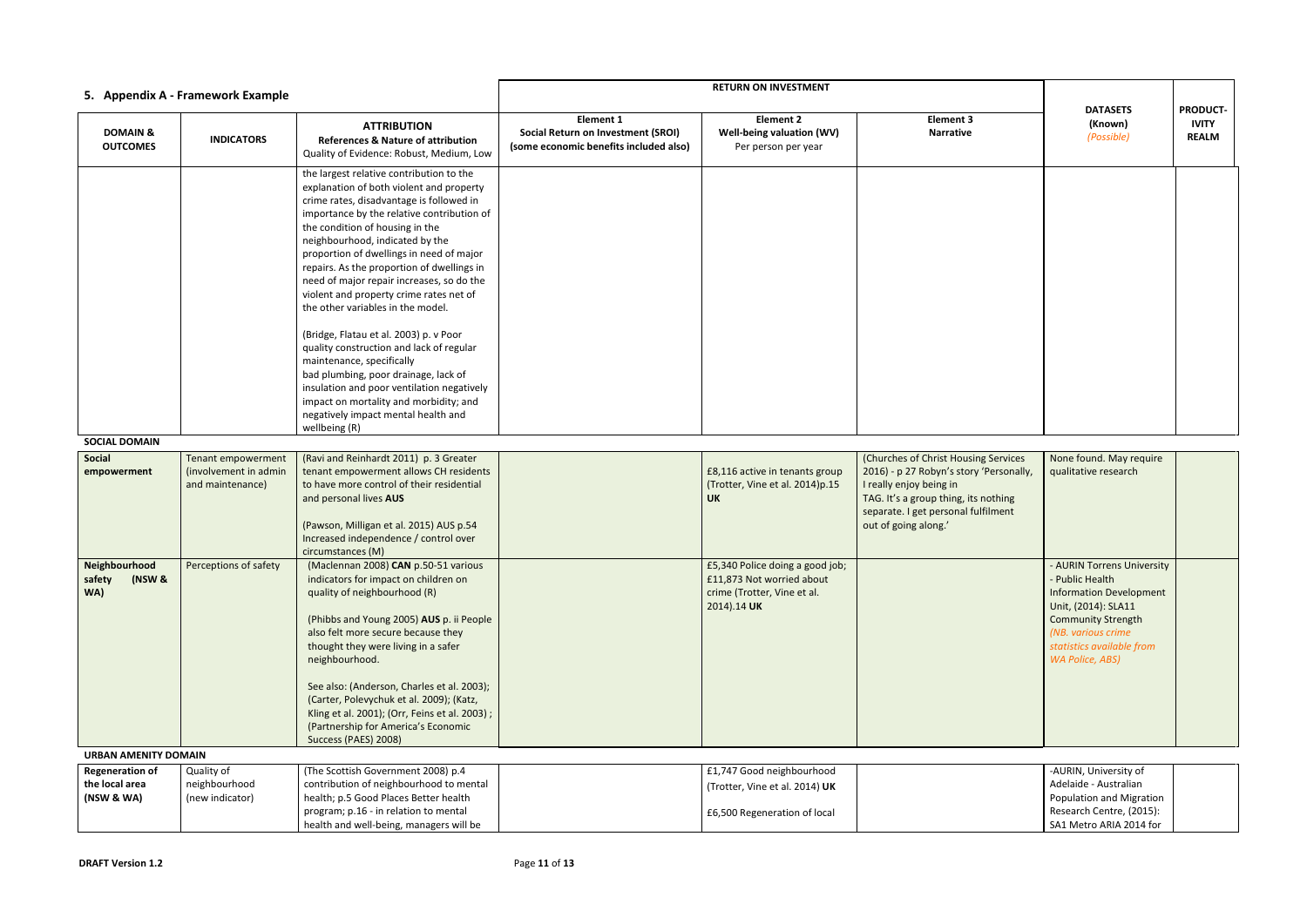## 5. Appendix A - Framework Example

| DOMAIN & OUTCOMES | INDICATORS | ATTRIBUTION<br>References & Nature of attribution<br>Quality of Evidence: Robust, Medium, Low | RETURN ON INVESTMENT<br>Element 1<br>Social Return on Investment (SROI)<br>(some economic benefits included also) | Element 2<br>Well-being valuation (WV)<br>Per person per year | Element 3<br>Narrative | DATASETS<br>(Known)<br>*(Possible)* | PRODUCT-IVITY REALM |
|---|---|---|---|---|---|---|---|
| | | the largest relative contribution to the explanation of both violent and property crime rates, disadvantage is followed in importance by the relative contribution of the condition of housing in the neighbourhood, indicated by the proportion of dwellings in need of major repairs. As the proportion of dwellings in need of major repair increases, so do the violent and property crime rates net of the other variables in the model.<br><br>(Bridge, Flatau et al. 2003) p. v Poor quality construction and lack of regular maintenance, specifically bad plumbing, poor drainage, lack of insulation and poor ventilation negatively impact on mortality and morbidity; and negatively impact mental health and wellbeing (R) | | | | | |
| **SOCIAL DOMAIN** | | | | | | | |
| **Social empowerment** | Tenant empowerment (involvement in admin and maintenance) | (Ravi and Reinhardt 2011) p. 3 Greater tenant empowerment allows CH residents to have more control of their residential and personal lives **AUS**<br><br>(Pawson, Milligan et al. 2015) AUS p.54 Increased independence / control over circumstances (M) | | £8,116 active in tenants group (Trotter, Vine et al. 2014)p.15 **UK** | (Churches of Christ Housing Services 2016) - p 27 Robyn's story 'Personally, I really enjoy being in TAG. It's a group thing, its nothing separate. I get personal fulfilment out of going along.' | None found. May require qualitative research | |
| **Neighbourhood safety (NSW & WA)** | Perceptions of safety | (Maclennan 2008) **CAN** p.50-51 various indicators for impact on children on quality of neighbourhood (R)<br><br>(Phibbs and Young 2005) **AUS** p. ii People also felt more secure because they thought they were living in a safer neighbourhood.<br><br>See also: (Anderson, Charles et al. 2003); (Carter, Polevychuk et al. 2009); (Katz, Kling et al. 2001); (Orr, Feins et al. 2003) ; (Partnership for America's Economic Success (PAES) 2008) | | £5,340 Police doing a good job; £11,873 Not worried about crime (Trotter, Vine et al. 2014).14 **UK** | | - AURIN Torrens University - Public Health Information Development Unit, (2014): SLA11 Community Strength *(NB. various crime statistics available from WA Police, ABS)* | |
| **URBAN AMENITY DOMAIN** | | | | | | | |
| **Regeneration of the local area (NSW & WA)** | Quality of neighbourhood (new indicator) | (The Scottish Government 2008) p.4 contribution of neighbourhood to mental health; p.5 Good Places Better health program; p.16 - in relation to mental health and well-being, managers will be | | £1,747 Good neighbourhood (Trotter, Vine et al. 2014) **UK**<br><br>£6,500 Regeneration of local | | -AURIN, University of Adelaide - Australian Population and Migration Research Centre, (2015): SA1 Metro ARIA 2014 for | |

**DRAFT Version 1.2**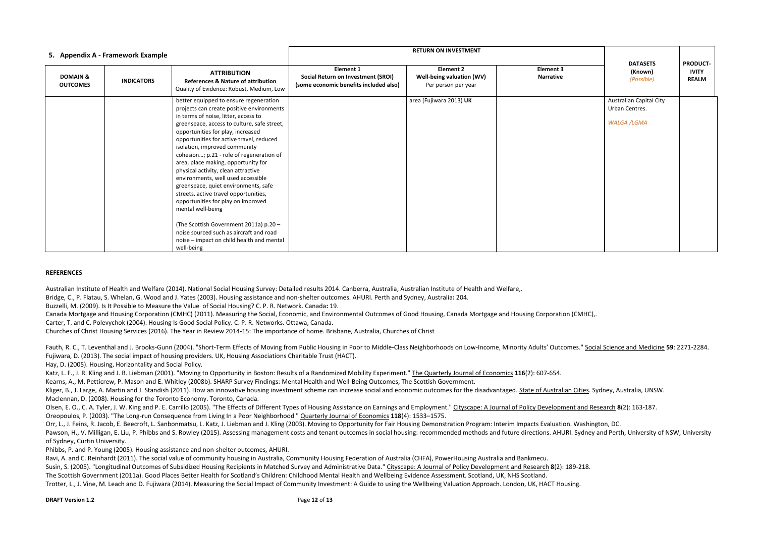## 5. Appendix A - Framework Example

| DOMAIN & OUTCOMES | INDICATORS | ATTRIBUTION References & Nature of attribution Quality of Evidence: Robust, Medium, Low | RETURN ON INVESTMENT Element 1 Social Return on Investment (SROI) (some economic benefits included also) | Element 2 Well-being valuation (WV) Per person per year | Element 3 Narrative | DATASETS (Known) *(Possible)* | PRODUCT-IVITY REALM |
|---|---|---|---|---|---|---|---|
| | | better equipped to ensure regeneration projects can create positive environments in terms of noise, litter, access to greenspace, access to culture, safe street, opportunities for play, increased opportunities for active travel, reduced isolation, improved community cohesion…; p.21 - role of regeneration of area, place making, opportunity for physical activity, clean attractive environments, well used accessible greenspace, quiet environments, safe streets, active travel opportunities, opportunities for play on improved mental well-being<br><br>(The Scottish Government 2011a) p.20 – noise sourced such as aircraft and road noise – impact on child health and mental well-being | | area (Fujiwara 2013) **UK** | | Australian Capital City Urban Centres.<br><br>*WALGA /LGMA* | |

**REFERENCES**

Australian Institute of Health and Welfare (2014). National Social Housing Survey: Detailed results 2014. Canberra, Australia, Australian Institute of Health and Welfare,.

Bridge, C., P. Flatau, S. Whelan, G. Wood and J. Yates (2003). Housing assistance and non-shelter outcomes. AHURI. Perth and Sydney, Australia**:** 204.

Buzzelli, M. (2009). Is It Possible to Measure the Value of Social Housing? C. P. R. Network. Canada**:** 19.

Canada Mortgage and Housing Corporation (CMHC) (2011). Measuring the Social, Economic, and Environmental Outcomes of Good Housing, Canada Mortgage and Housing Corporation (CMHC),.

Carter, T. and C. Polevychok (2004). Housing Is Good Social Policy. C. P. R. Networks. Ottawa, Canada.

Churches of Christ Housing Services (2016). The Year in Review 2014-15: The importance of home. Brisbane, Australia, Churches of Christ

Fauth, R. C., T. Leventhal and J. Brooks-Gunn (2004). "Short-Term Effects of Moving from Public Housing in Poor to Middle-Class Neighborhoods on Low-Income, Minority Adults' Outcomes." Social Science and Medicine **59**: 2271-2284.

Fujiwara, D. (2013). The social impact of housing providers. UK, Housing Associations Charitable Trust (HACT).

Hay, D. (2005). Housing, Horizontality and Social Policy.

Katz, L. F., J. R. Kling and J. B. Liebman (2001). "Moving to Opportunity in Boston: Results of a Randomized Mobility Experiment." The Quarterly Journal of Economics **116**(2): 607-654.

Kearns, A., M. Petticrew, P. Mason and E. Whitley (2008b). SHARP Survey Findings: Mental Health and Well-Being Outcomes, The Scottish Government.

Kliger, B., J. Large, A. Martin and J. Standish (2011). How an innovative housing investment scheme can increase social and economic outcomes for the disadvantaged. State of Australian Cities. Sydney, Australia, UNSW.

Maclennan, D. (2008). Housing for the Toronto Economy. Toronto, Canada.

Olsen, E. O., C. A. Tyler, J. W. King and P. E. Carrillo (2005). "The Effects of Different Types of Housing Assistance on Earnings and Employment." Cityscape: A Journal of Policy Development and Research **8**(2): 163-187.

Oreopoulos, P. (2003). "The Long-run Consequence from Living In a Poor Neighborhood " Quarterly Journal of Economics **118**(4): 1533–1575.

Orr, L., J. Feins, R. Jacob, E. Beecroft, L. Sanbonmatsu, L. Katz, J. Liebman and J. Kling (2003). Moving to Opportunity for Fair Housing Demonstration Program: Interim Impacts Evaluation. Washington, DC.

Pawson, H., V. Milligan, E. Liu, P. Phibbs and S. Rowley (2015). Assessing management costs and tenant outcomes in social housing: recommended methods and future directions. AHURI. Sydney and Perth, University of NSW, University of Sydney, Curtin University.

Phibbs, P. and P. Young (2005). Housing assistance and non-shelter outcomes, AHURI.

Ravi, A. and C. Reinhardt (2011). The social value of community housing in Australia, Community Housing Federation of Australia (CHFA), PowerHousing Australia and Bankmecu.

Susin, S. (2005). "Longitudinal Outcomes of Subsidized Housing Recipients in Matched Survey and Administrative Data." Cityscape: A Journal of Policy Development and Research **8**(2): 189-218.

The Scottish Government (2011a). Good Places Better Health for Scotland's Children: Childhood Mental Health and Wellbeing Evidence Assessment. Scotland, UK, NHS Scotland.

Trotter, L., J. Vine, M. Leach and D. Fujiwara (2014). Measuring the Social Impact of Community Investment: A Guide to using the Wellbeing Valuation Approach. London, UK, HACT Housing.

**DRAFT Version 1.2**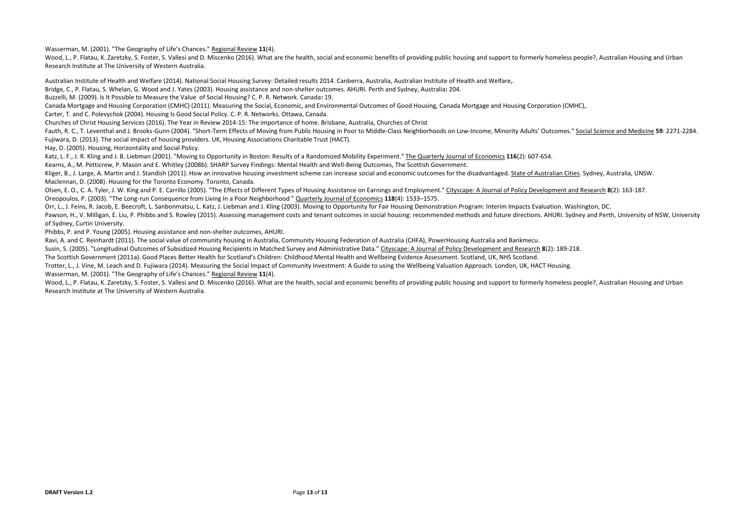Wasserman, M. (2001). "The Geography of Life's Chances." Regional Review **11**(4).

Wood, L., P. Flatau, K. Zaretzky, S. Foster, S. Vallesi and D. Miscenko (2016). What are the health, social and economic benefits of providing public housing and support to formerly homeless people?, Australian Housing and Urban Research Institute at The University of Western Australia.

Australian Institute of Health and Welfare (2014). National Social Housing Survey: Detailed results 2014. Canberra, Australia, Australian Institute of Health and Welfare,.

Bridge, C., P. Flatau, S. Whelan, G. Wood and J. Yates (2003). Housing assistance and non-shelter outcomes. AHURI. Perth and Sydney, Australia**:** 204.

Buzzelli, M. (2009). Is It Possible to Measure the Value of Social Housing? C. P. R. Network. Canada**:** 19.

Canada Mortgage and Housing Corporation (CMHC) (2011). Measuring the Social, Economic, and Environmental Outcomes of Good Housing, Canada Mortgage and Housing Corporation (CMHC),.

Carter, T. and C. Polevychok (2004). Housing Is Good Social Policy. C. P. R. Networks. Ottawa, Canada.

Churches of Christ Housing Services (2016). The Year in Review 2014-15: The importance of home. Brisbane, Australia, Churches of Christ

Fauth, R. C., T. Leventhal and J. Brooks-Gunn (2004). "Short-Term Effects of Moving from Public Housing in Poor to Middle-Class Neighborhoods on Low-Income, Minority Adults' Outcomes." Social Science and Medicine **59**: 2271-2284.

Fujiwara, D. (2013). The social impact of housing providers. UK, Housing Associations Charitable Trust (HACT).

Hay, D. (2005). Housing, Horizontality and Social Policy.

Katz, L. F., J. R. Kling and J. B. Liebman (2001). "Moving to Opportunity in Boston: Results of a Randomized Mobility Experiment." The Quarterly Journal of Economics **116**(2): 607-654.

Kearns, A., M. Petticrew, P. Mason and E. Whitley (2008b). SHARP Survey Findings: Mental Health and Well-Being Outcomes, The Scottish Government.

Kliger, B., J. Large, A. Martin and J. Standish (2011). How an innovative housing investment scheme can increase social and economic outcomes for the disadvantaged. State of Australian Cities. Sydney, Australia, UNSW.

Maclennan, D. (2008). Housing for the Toronto Economy. Toronto, Canada.

Olsen, E. O., C. A. Tyler, J. W. King and P. E. Carrillo (2005). "The Effects of Different Types of Housing Assistance on Earnings and Employment." Cityscape: A Journal of Policy Development and Research **8**(2): 163-187.

Oreopoulos, P. (2003). "The Long-run Consequence from Living In a Poor Neighborhood " Quarterly Journal of Economics **118**(4): 1533–1575.

Orr, L., J. Feins, R. Jacob, E. Beecroft, L. Sanbonmatsu, L. Katz, J. Liebman and J. Kling (2003). Moving to Opportunity for Fair Housing Demonstration Program: Interim Impacts Evaluation. Washington, DC.

Pawson, H., V. Milligan, E. Liu, P. Phibbs and S. Rowley (2015). Assessing management costs and tenant outcomes in social housing: recommended methods and future directions. AHURI. Sydney and Perth, University of NSW, University of Sydney, Curtin University.

Phibbs, P. and P. Young (2005). Housing assistance and non-shelter outcomes, AHURI.

Ravi, A. and C. Reinhardt (2011). The social value of community housing in Australia, Community Housing Federation of Australia (CHFA), PowerHousing Australia and Bankmecu.

Susin, S. (2005). "Longitudinal Outcomes of Subsidized Housing Recipients in Matched Survey and Administrative Data." Cityscape: A Journal of Policy Development and Research **8**(2): 189-218.

The Scottish Government (2011a). Good Places Better Health for Scotland's Children: Childhood Mental Health and Wellbeing Evidence Assessment. Scotland, UK, NHS Scotland.

Trotter, L., J. Vine, M. Leach and D. Fujiwara (2014). Measuring the Social Impact of Community Investment: A Guide to using the Wellbeing Valuation Approach. London, UK, HACT Housing.

Wasserman, M. (2001). "The Geography of Life's Chances." Regional Review **11**(4).

Wood, L., P. Flatau, K. Zaretzky, S. Foster, S. Vallesi and D. Miscenko (2016). What are the health, social and economic benefits of providing public housing and support to formerly homeless people?, Australian Housing and Urban Research Institute at The University of Western Australia.